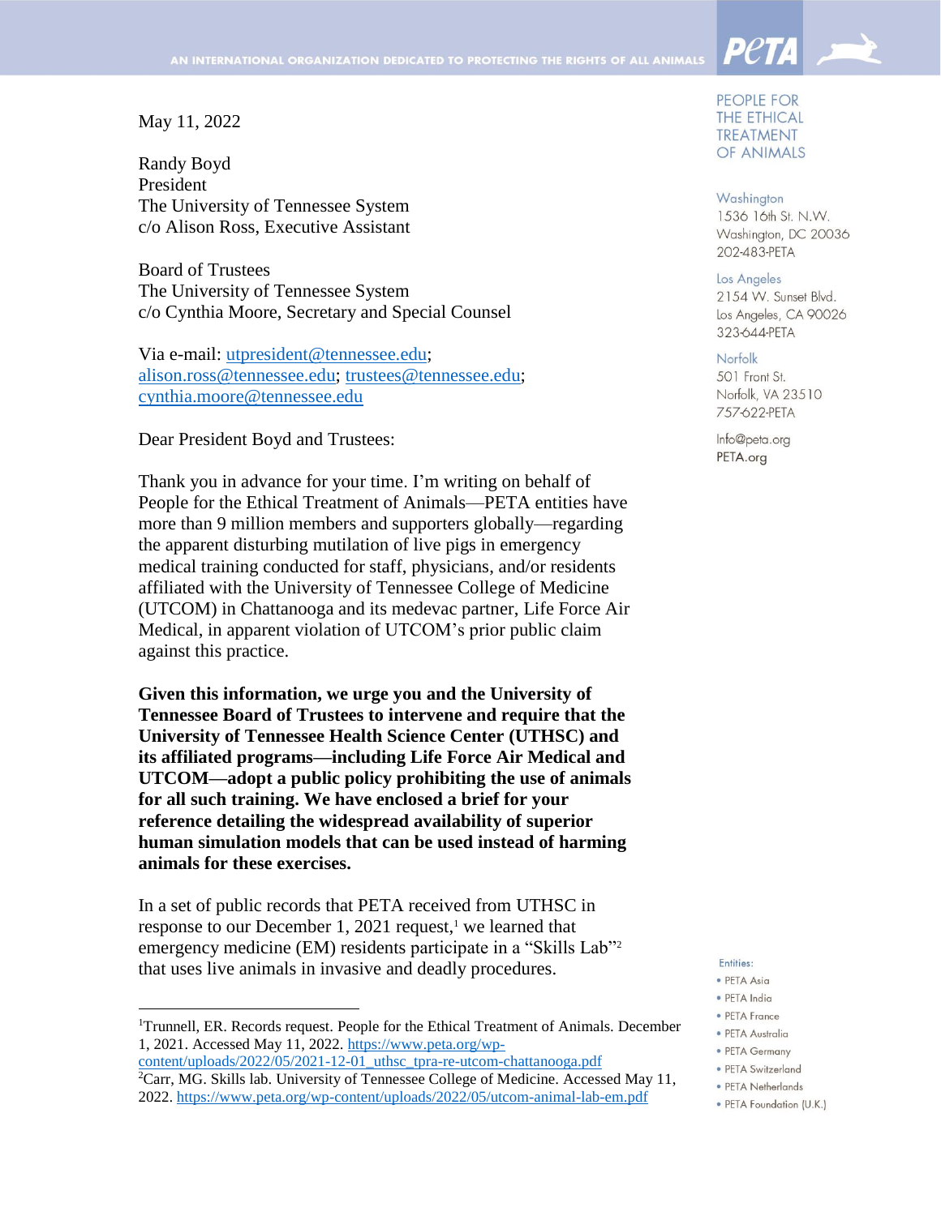AN INTERNATIONAL ORGANIZATION DEDICATED TO PROTECTING THE RIGHTS OF ALL ANIMALS

PETA

PEOPLE FOR THE ETHICAL TREATMENT OF ANIMALS

Washington
1536 16th St. N.W.
Washington, DC 20036
202-483-PETA

Los Angeles
2154 W. Sunset Blvd.
Los Angeles, CA 90026
323-644-PETA

Norfolk
501 Front St.
Norfolk, VA 23510
757-622-PETA

Info@peta.org
PETA.org

May 11, 2022

Randy Boyd
President
The University of Tennessee System
c/o Alison Ross, Executive Assistant

Board of Trustees
The University of Tennessee System
c/o Cynthia Moore, Secretary and Special Counsel

Via e-mail: utpresident@tennessee.edu; alison.ross@tennessee.edu; trustees@tennessee.edu; cynthia.moore@tennessee.edu

Dear President Boyd and Trustees:

Thank you in advance for your time. I'm writing on behalf of People for the Ethical Treatment of Animals—PETA entities have more than 9 million members and supporters globally—regarding the apparent disturbing mutilation of live pigs in emergency medical training conducted for staff, physicians, and/or residents affiliated with the University of Tennessee College of Medicine (UTCOM) in Chattanooga and its medevac partner, Life Force Air Medical, in apparent violation of UTCOM's prior public claim against this practice.

**Given this information, we urge you and the University of Tennessee Board of Trustees to intervene and require that the University of Tennessee Health Science Center (UTHSC) and its affiliated programs—including Life Force Air Medical and UTCOM—adopt a public policy prohibiting the use of animals for all such training. We have enclosed a brief for your reference detailing the widespread availability of superior human simulation models that can be used instead of harming animals for these exercises.**

In a set of public records that PETA received from UTHSC in response to our December 1, 2021 request,[1] we learned that emergency medicine (EM) residents participate in a "Skills Lab"[2] that uses live animals in invasive and deadly procedures.

[1] Trunnell, ER. Records request. People for the Ethical Treatment of Animals. December 1, 2021. Accessed May 11, 2022. https://www.peta.org/wp-content/uploads/2022/05/2021-12-01_uthsc_tpra-re-utcom-chattanooga.pdf

[2] Carr, MG. Skills lab. University of Tennessee College of Medicine. Accessed May 11, 2022. https://www.peta.org/wp-content/uploads/2022/05/utcom-animal-lab-em.pdf

Entities:
- PETA Asia
- PETA India
- PETA France
- PETA Australia
- PETA Germany
- PETA Switzerland
- PETA Netherlands
- PETA Foundation (U.K.)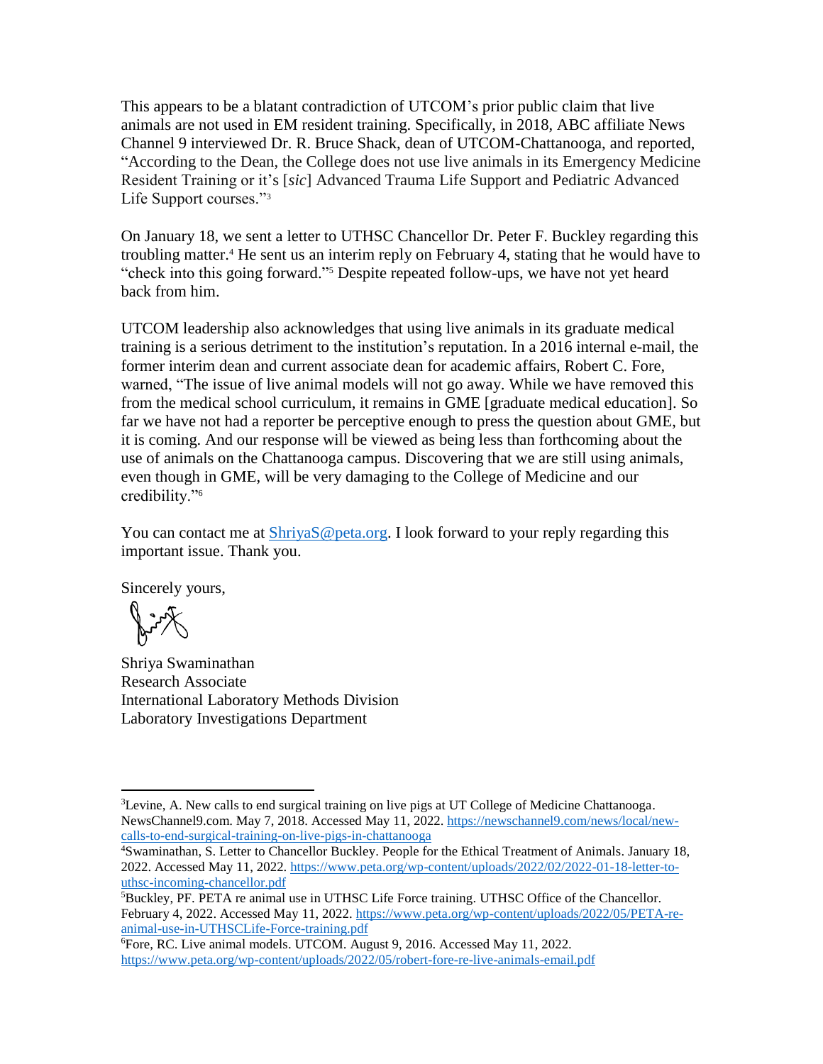This appears to be a blatant contradiction of UTCOM's prior public claim that live animals are not used in EM resident training. Specifically, in 2018, ABC affiliate News Channel 9 interviewed Dr. R. Bruce Shack, dean of UTCOM-Chattanooga, and reported, "According to the Dean, the College does not use live animals in its Emergency Medicine Resident Training or it's [*sic*] Advanced Trauma Life Support and Pediatric Advanced Life Support courses."[3]

On January 18, we sent a letter to UTHSC Chancellor Dr. Peter F. Buckley regarding this troubling matter.[4] He sent us an interim reply on February 4, stating that he would have to "check into this going forward."[5] Despite repeated follow-ups, we have not yet heard back from him.

UTCOM leadership also acknowledges that using live animals in its graduate medical training is a serious detriment to the institution's reputation. In a 2016 internal e-mail, the former interim dean and current associate dean for academic affairs, Robert C. Fore, warned, "The issue of live animal models will not go away. While we have removed this from the medical school curriculum, it remains in GME [graduate medical education]. So far we have not had a reporter be perceptive enough to press the question about GME, but it is coming. And our response will be viewed as being less than forthcoming about the use of animals on the Chattanooga campus. Discovering that we are still using animals, even though in GME, will be very damaging to the College of Medicine and our credibility."[6]

You can contact me at ShriyaS@peta.org. I look forward to your reply regarding this important issue. Thank you.

Sincerely yours,

Shriya Swaminathan
Research Associate
International Laboratory Methods Division
Laboratory Investigations Department

---

[3] Levine, A. New calls to end surgical training on live pigs at UT College of Medicine Chattanooga. NewsChannel9.com. May 7, 2018. Accessed May 11, 2022. https://newschannel9.com/news/local/new-calls-to-end-surgical-training-on-live-pigs-in-chattanooga

[4] Swaminathan, S. Letter to Chancellor Buckley. People for the Ethical Treatment of Animals. January 18, 2022. Accessed May 11, 2022. https://www.peta.org/wp-content/uploads/2022/02/2022-01-18-letter-to-uthsc-incoming-chancellor.pdf

[5] Buckley, PF. PETA re animal use in UTHSC Life Force training. UTHSC Office of the Chancellor. February 4, 2022. Accessed May 11, 2022. https://www.peta.org/wp-content/uploads/2022/05/PETA-re-animal-use-in-UTHSCLife-Force-training.pdf

[6] Fore, RC. Live animal models. UTCOM. August 9, 2016. Accessed May 11, 2022. https://www.peta.org/wp-content/uploads/2022/05/robert-fore-re-live-animals-email.pdf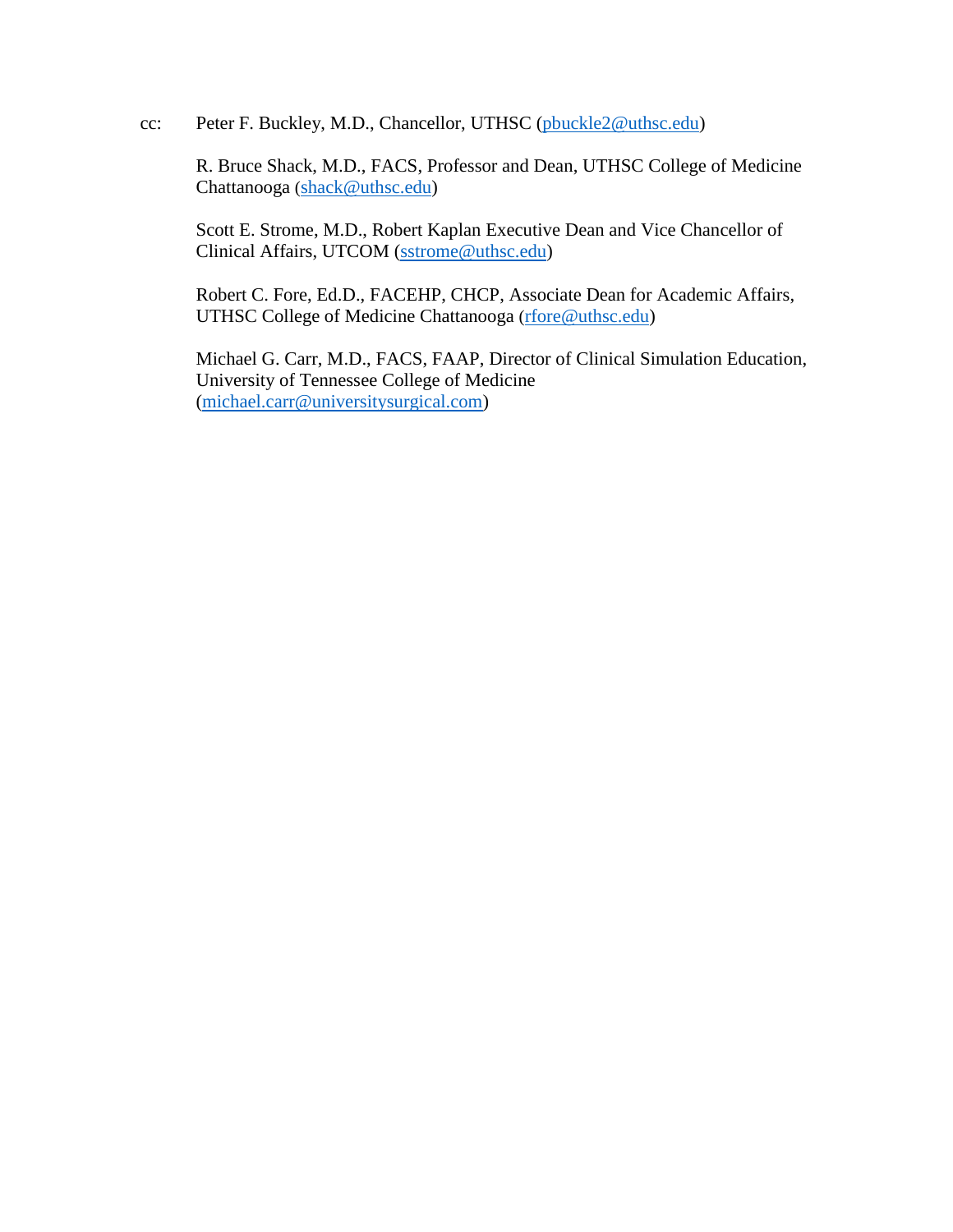cc: Peter F. Buckley, M.D., Chancellor, UTHSC (pbuckle2@uthsc.edu)

R. Bruce Shack, M.D., FACS, Professor and Dean, UTHSC College of Medicine Chattanooga (shack@uthsc.edu)

Scott E. Strome, M.D., Robert Kaplan Executive Dean and Vice Chancellor of Clinical Affairs, UTCOM (sstrome@uthsc.edu)

Robert C. Fore, Ed.D., FACEHP, CHCP, Associate Dean for Academic Affairs, UTHSC College of Medicine Chattanooga (rfore@uthsc.edu)

Michael G. Carr, M.D., FACS, FAAP, Director of Clinical Simulation Education, University of Tennessee College of Medicine (michael.carr@universitysurgical.com)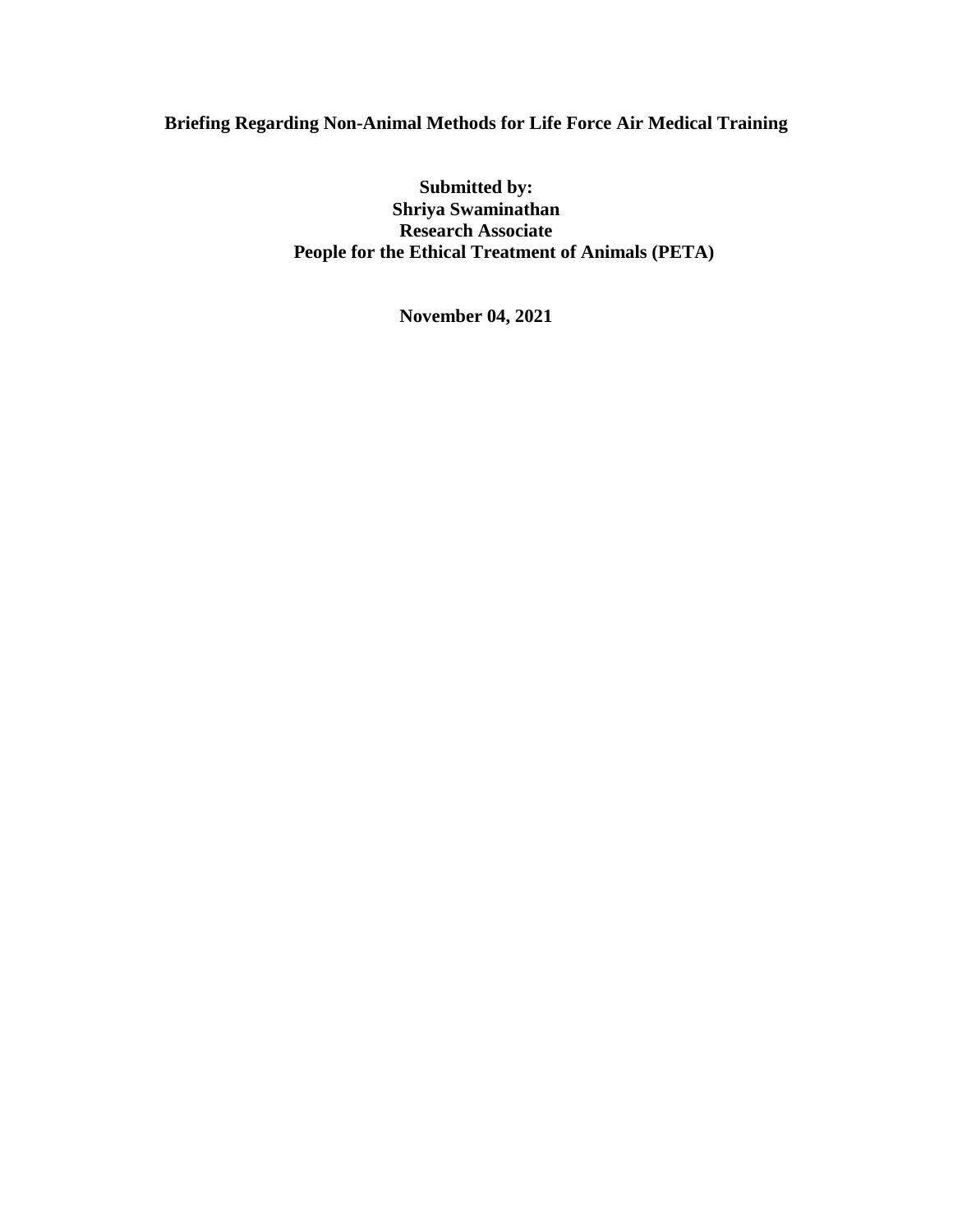# Briefing Regarding Non-Animal Methods for Life Force Air Medical Training

**Submitted by:**
**Shriya Swaminathan**
**Research Associate**
**People for the Ethical Treatment of Animals (PETA)**

**November 04, 2021**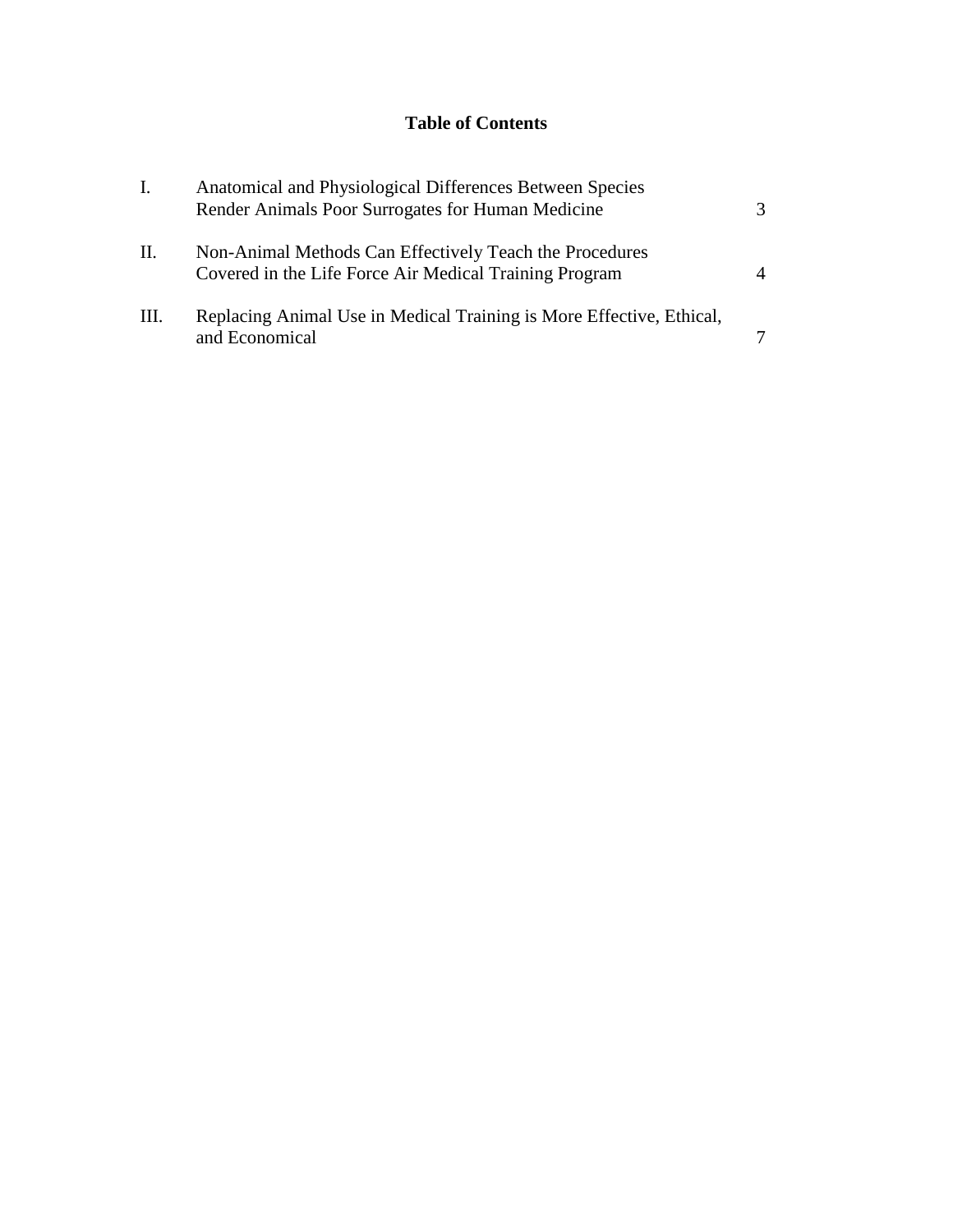## Table of Contents

| | | |
|---|---|---|
| I. | Anatomical and Physiological Differences Between Species Render Animals Poor Surrogates for Human Medicine | 3 |
| II. | Non-Animal Methods Can Effectively Teach the Procedures Covered in the Life Force Air Medical Training Program | 4 |
| III. | Replacing Animal Use in Medical Training is More Effective, Ethical, and Economical | 7 |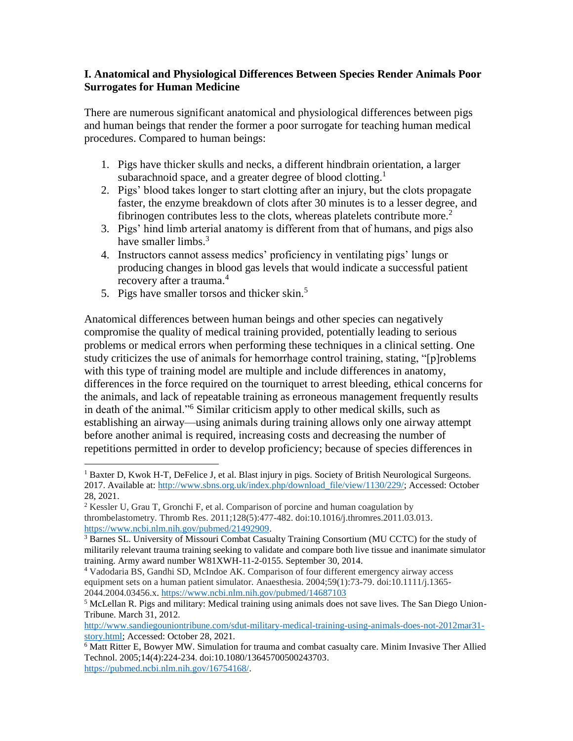## I. Anatomical and Physiological Differences Between Species Render Animals Poor Surrogates for Human Medicine

There are numerous significant anatomical and physiological differences between pigs and human beings that render the former a poor surrogate for teaching human medical procedures. Compared to human beings:

1. Pigs have thicker skulls and necks, a different hindbrain orientation, a larger subarachnoid space, and a greater degree of blood clotting.[1]
2. Pigs' blood takes longer to start clotting after an injury, but the clots propagate faster, the enzyme breakdown of clots after 30 minutes is to a lesser degree, and fibrinogen contributes less to the clots, whereas platelets contribute more.[2]
3. Pigs' hind limb arterial anatomy is different from that of humans, and pigs also have smaller limbs.[3]
4. Instructors cannot assess medics' proficiency in ventilating pigs' lungs or producing changes in blood gas levels that would indicate a successful patient recovery after a trauma.[4]
5. Pigs have smaller torsos and thicker skin.[5]

Anatomical differences between human beings and other species can negatively compromise the quality of medical training provided, potentially leading to serious problems or medical errors when performing these techniques in a clinical setting. One study criticizes the use of animals for hemorrhage control training, stating, "[p]roblems with this type of training model are multiple and include differences in anatomy, differences in the force required on the tourniquet to arrest bleeding, ethical concerns for the animals, and lack of repeatable training as erroneous management frequently results in death of the animal."[6] Similar criticism apply to other medical skills, such as establishing an airway—using animals during training allows only one airway attempt before another animal is required, increasing costs and decreasing the number of repetitions permitted in order to develop proficiency; because of species differences in

---

[1] Baxter D, Kwok H-T, DeFelice J, et al. Blast injury in pigs. Society of British Neurological Surgeons. 2017. Available at: http://www.sbns.org.uk/index.php/download_file/view/1130/229/; Accessed: October 28, 2021.

[2] Kessler U, Grau T, Gronchi F, et al. Comparison of porcine and human coagulation by thrombelastometry. Thromb Res. 2011;128(5):477-482. doi:10.1016/j.thromres.2011.03.013. https://www.ncbi.nlm.nih.gov/pubmed/21492909.

[3] Barnes SL. University of Missouri Combat Casualty Training Consortium (MU CCTC) for the study of militarily relevant trauma training seeking to validate and compare both live tissue and inanimate simulator training. Army award number W81XWH-11-2-0155. September 30, 2014.

[4] Vadodaria BS, Gandhi SD, McIndoe AK. Comparison of four different emergency airway access equipment sets on a human patient simulator. Anaesthesia. 2004;59(1):73-79. doi:10.1111/j.1365-2044.2004.03456.x. https://www.ncbi.nlm.nih.gov/pubmed/14687103

[5] McLellan R. Pigs and military: Medical training using animals does not save lives. The San Diego Union-Tribune. March 31, 2012. http://www.sandiegouniontribune.com/sdut-military-medical-training-using-animals-does-not-2012mar31-story.html; Accessed: October 28, 2021.

[6] Matt Ritter E, Bowyer MW. Simulation for trauma and combat casualty care. Minim Invasive Ther Allied Technol. 2005;14(4):224-234. doi:10.1080/13645700500243703. https://pubmed.ncbi.nlm.nih.gov/16754168/.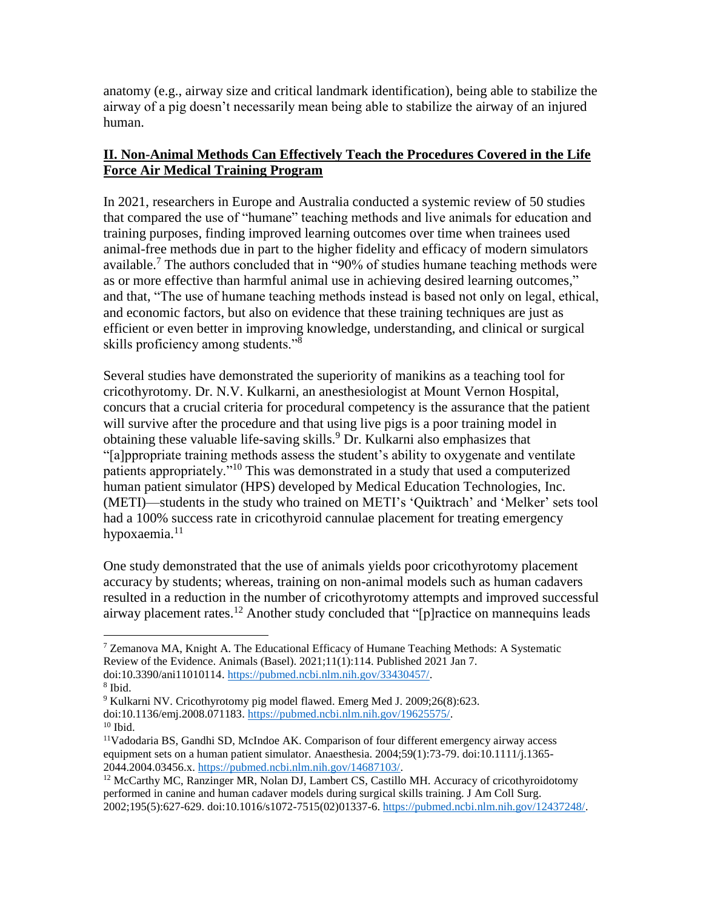anatomy (e.g., airway size and critical landmark identification), being able to stabilize the airway of a pig doesn't necessarily mean being able to stabilize the airway of an injured human.

## II. Non-Animal Methods Can Effectively Teach the Procedures Covered in the Life Force Air Medical Training Program

In 2021, researchers in Europe and Australia conducted a systemic review of 50 studies that compared the use of "humane" teaching methods and live animals for education and training purposes, finding improved learning outcomes over time when trainees used animal-free methods due in part to the higher fidelity and efficacy of modern simulators available.[7] The authors concluded that in "90% of studies humane teaching methods were as or more effective than harmful animal use in achieving desired learning outcomes," and that, "The use of humane teaching methods instead is based not only on legal, ethical, and economic factors, but also on evidence that these training techniques are just as efficient or even better in improving knowledge, understanding, and clinical or surgical skills proficiency among students."[8]

Several studies have demonstrated the superiority of manikins as a teaching tool for cricothyrotomy. Dr. N.V. Kulkarni, an anesthesiologist at Mount Vernon Hospital, concurs that a crucial criteria for procedural competency is the assurance that the patient will survive after the procedure and that using live pigs is a poor training model in obtaining these valuable life-saving skills.[9] Dr. Kulkarni also emphasizes that "[a]ppropriate training methods assess the student's ability to oxygenate and ventilate patients appropriately."[10] This was demonstrated in a study that used a computerized human patient simulator (HPS) developed by Medical Education Technologies, Inc. (METI)—students in the study who trained on METI's 'Quiktrach' and 'Melker' sets tool had a 100% success rate in cricothyroid cannulae placement for treating emergency hypoxaemia.[11]

One study demonstrated that the use of animals yields poor cricothyrotomy placement accuracy by students; whereas, training on non-animal models such as human cadavers resulted in a reduction in the number of cricothyrotomy attempts and improved successful airway placement rates.[12] Another study concluded that "[p]ractice on mannequins leads

---

[7] Zemanova MA, Knight A. The Educational Efficacy of Humane Teaching Methods: A Systematic Review of the Evidence. Animals (Basel). 2021;11(1):114. Published 2021 Jan 7. doi:10.3390/ani11010114. https://pubmed.ncbi.nlm.nih.gov/33430457/.

[8] Ibid.

[9] Kulkarni NV. Cricothyrotomy pig model flawed. Emerg Med J. 2009;26(8):623. doi:10.1136/emj.2008.071183. https://pubmed.ncbi.nlm.nih.gov/19625575/.

[10] Ibid.

[11] Vadodaria BS, Gandhi SD, McIndoe AK. Comparison of four different emergency airway access equipment sets on a human patient simulator. Anaesthesia. 2004;59(1):73-79. doi:10.1111/j.1365-2044.2004.03456.x. https://pubmed.ncbi.nlm.nih.gov/14687103/.

[12] McCarthy MC, Ranzinger MR, Nolan DJ, Lambert CS, Castillo MH. Accuracy of cricothyroidotomy performed in canine and human cadaver models during surgical skills training. J Am Coll Surg. 2002;195(5):627-629. doi:10.1016/s1072-7515(02)01337-6. https://pubmed.ncbi.nlm.nih.gov/12437248/.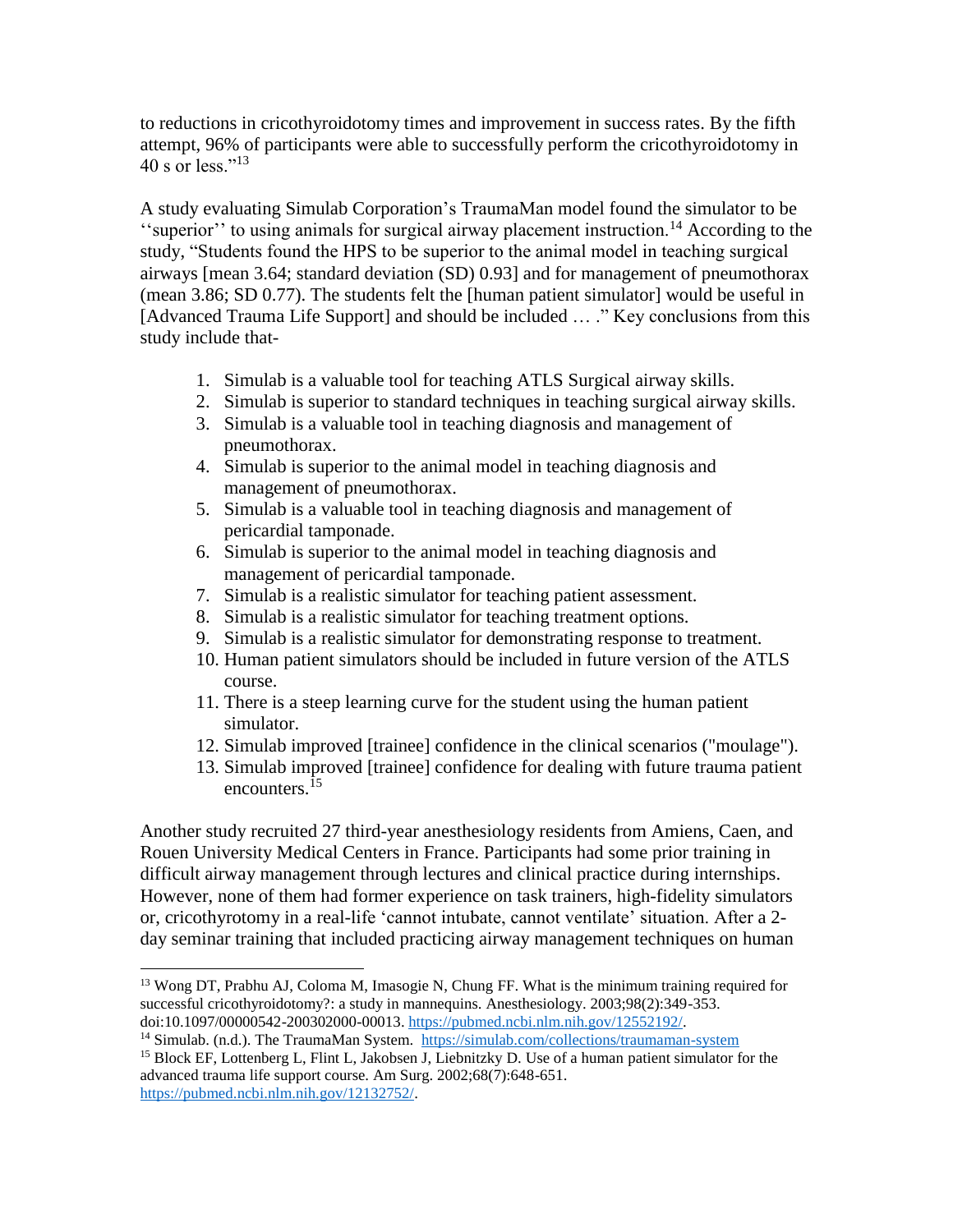to reductions in cricothyroidotomy times and improvement in success rates. By the fifth attempt, 96% of participants were able to successfully perform the cricothyroidotomy in 40 s or less."[13]

A study evaluating Simulab Corporation's TraumaMan model found the simulator to be ''superior'' to using animals for surgical airway placement instruction.[14] According to the study, "Students found the HPS to be superior to the animal model in teaching surgical airways [mean 3.64; standard deviation (SD) 0.93] and for management of pneumothorax (mean 3.86; SD 0.77). The students felt the [human patient simulator] would be useful in [Advanced Trauma Life Support] and should be included … ." Key conclusions from this study include that-

1. Simulab is a valuable tool for teaching ATLS Surgical airway skills.
2. Simulab is superior to standard techniques in teaching surgical airway skills.
3. Simulab is a valuable tool in teaching diagnosis and management of pneumothorax.
4. Simulab is superior to the animal model in teaching diagnosis and management of pneumothorax.
5. Simulab is a valuable tool in teaching diagnosis and management of pericardial tamponade.
6. Simulab is superior to the animal model in teaching diagnosis and management of pericardial tamponade.
7. Simulab is a realistic simulator for teaching patient assessment.
8. Simulab is a realistic simulator for teaching treatment options.
9. Simulab is a realistic simulator for demonstrating response to treatment.
10. Human patient simulators should be included in future version of the ATLS course.
11. There is a steep learning curve for the student using the human patient simulator.
12. Simulab improved [trainee] confidence in the clinical scenarios ("moulage").
13. Simulab improved [trainee] confidence for dealing with future trauma patient encounters.[15]

Another study recruited 27 third-year anesthesiology residents from Amiens, Caen, and Rouen University Medical Centers in France. Participants had some prior training in difficult airway management through lectures and clinical practice during internships. However, none of them had former experience on task trainers, high-fidelity simulators or, cricothyrotomy in a real-life 'cannot intubate, cannot ventilate' situation. After a 2-day seminar training that included practicing airway management techniques on human

---

[13] Wong DT, Prabhu AJ, Coloma M, Imasogie N, Chung FF. What is the minimum training required for successful cricothyroidotomy?: a study in mannequins. Anesthesiology. 2003;98(2):349-353. doi:10.1097/00000542-200302000-00013. https://pubmed.ncbi.nlm.nih.gov/12552192/.

[14] Simulab. (n.d.). The TraumaMan System. https://simulab.com/collections/traumaman-system

[15] Block EF, Lottenberg L, Flint L, Jakobsen J, Liebnitzky D. Use of a human patient simulator for the advanced trauma life support course. Am Surg. 2002;68(7):648-651. https://pubmed.ncbi.nlm.nih.gov/12132752/.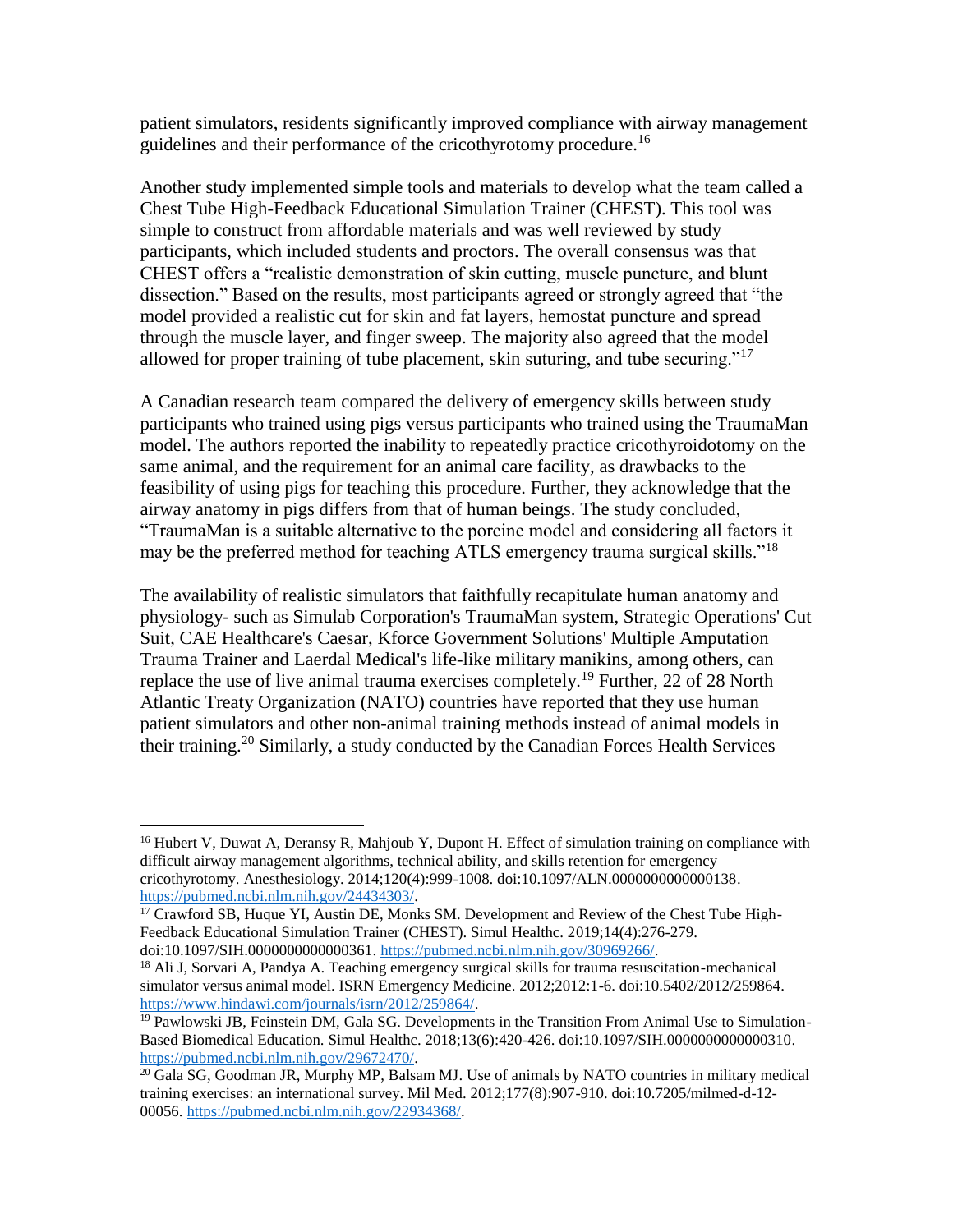patient simulators, residents significantly improved compliance with airway management guidelines and their performance of the cricothyrotomy procedure.[16]

Another study implemented simple tools and materials to develop what the team called a Chest Tube High-Feedback Educational Simulation Trainer (CHEST). This tool was simple to construct from affordable materials and was well reviewed by study participants, which included students and proctors. The overall consensus was that CHEST offers a "realistic demonstration of skin cutting, muscle puncture, and blunt dissection." Based on the results, most participants agreed or strongly agreed that "the model provided a realistic cut for skin and fat layers, hemostat puncture and spread through the muscle layer, and finger sweep. The majority also agreed that the model allowed for proper training of tube placement, skin suturing, and tube securing."[17]

A Canadian research team compared the delivery of emergency skills between study participants who trained using pigs versus participants who trained using the TraumaMan model. The authors reported the inability to repeatedly practice cricothyroidotomy on the same animal, and the requirement for an animal care facility, as drawbacks to the feasibility of using pigs for teaching this procedure. Further, they acknowledge that the airway anatomy in pigs differs from that of human beings. The study concluded, "TraumaMan is a suitable alternative to the porcine model and considering all factors it may be the preferred method for teaching ATLS emergency trauma surgical skills."[18]

The availability of realistic simulators that faithfully recapitulate human anatomy and physiology- such as Simulab Corporation's TraumaMan system, Strategic Operations' Cut Suit, CAE Healthcare's Caesar, Kforce Government Solutions' Multiple Amputation Trauma Trainer and Laerdal Medical's life-like military manikins, among others, can replace the use of live animal trauma exercises completely.[19] Further, 22 of 28 North Atlantic Treaty Organization (NATO) countries have reported that they use human patient simulators and other non-animal training methods instead of animal models in their training.[20] Similarly, a study conducted by the Canadian Forces Health Services

---

[16] Hubert V, Duwat A, Deransy R, Mahjoub Y, Dupont H. Effect of simulation training on compliance with difficult airway management algorithms, technical ability, and skills retention for emergency cricothyrotomy. Anesthesiology. 2014;120(4):999-1008. doi:10.1097/ALN.0000000000000138. https://pubmed.ncbi.nlm.nih.gov/24434303/.

[17] Crawford SB, Huque YI, Austin DE, Monks SM. Development and Review of the Chest Tube High-Feedback Educational Simulation Trainer (CHEST). Simul Healthc. 2019;14(4):276-279. doi:10.1097/SIH.0000000000000361. https://pubmed.ncbi.nlm.nih.gov/30969266/.

[18] Ali J, Sorvari A, Pandya A. Teaching emergency surgical skills for trauma resuscitation-mechanical simulator versus animal model. ISRN Emergency Medicine. 2012;2012:1-6. doi:10.5402/2012/259864. https://www.hindawi.com/journals/isrn/2012/259864/.

[19] Pawlowski JB, Feinstein DM, Gala SG. Developments in the Transition From Animal Use to Simulation-Based Biomedical Education. Simul Healthc. 2018;13(6):420-426. doi:10.1097/SIH.0000000000000310. https://pubmed.ncbi.nlm.nih.gov/29672470/.

[20] Gala SG, Goodman JR, Murphy MP, Balsam MJ. Use of animals by NATO countries in military medical training exercises: an international survey. Mil Med. 2012;177(8):907-910. doi:10.7205/milmed-d-12-00056. https://pubmed.ncbi.nlm.nih.gov/22934368/.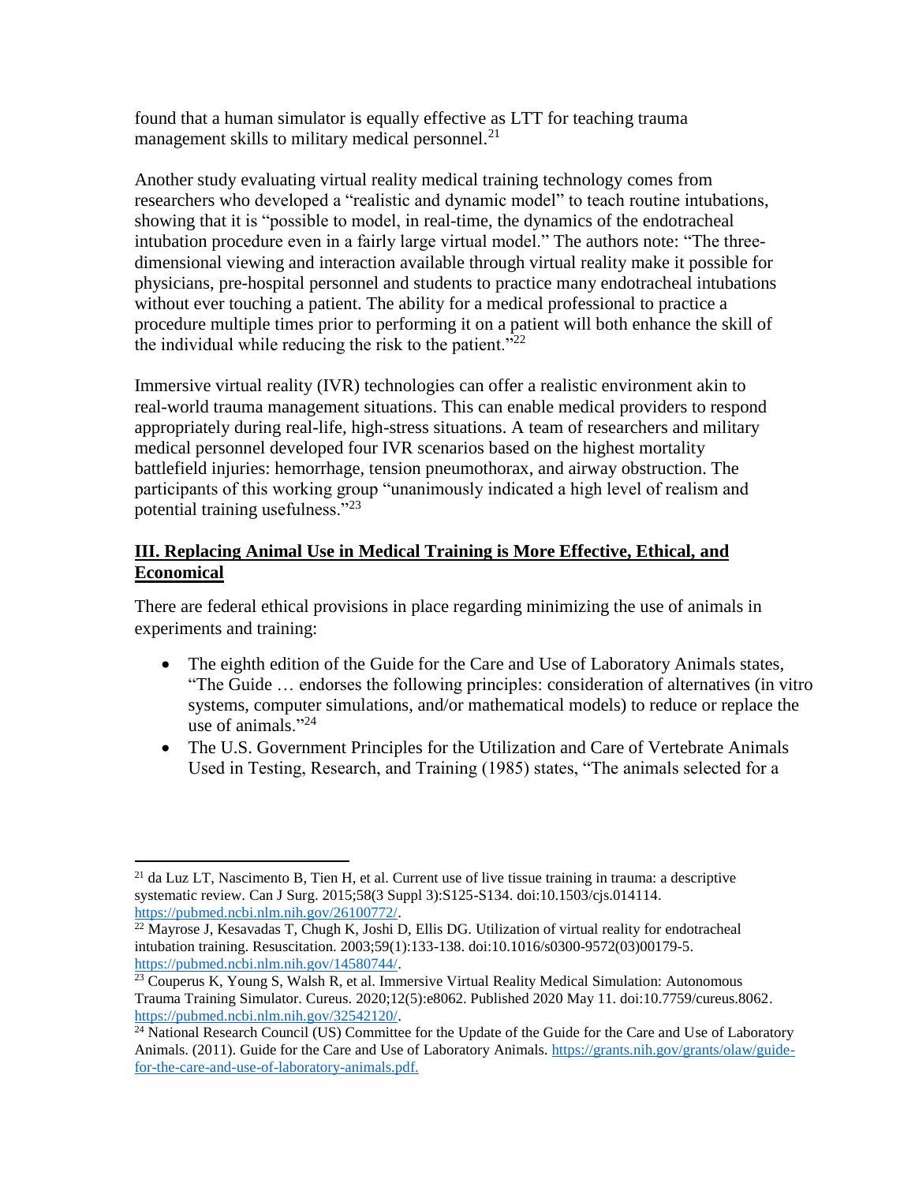found that a human simulator is equally effective as LTT for teaching trauma management skills to military medical personnel.[21]

Another study evaluating virtual reality medical training technology comes from researchers who developed a "realistic and dynamic model" to teach routine intubations, showing that it is "possible to model, in real-time, the dynamics of the endotracheal intubation procedure even in a fairly large virtual model." The authors note: "The three-dimensional viewing and interaction available through virtual reality make it possible for physicians, pre-hospital personnel and students to practice many endotracheal intubations without ever touching a patient. The ability for a medical professional to practice a procedure multiple times prior to performing it on a patient will both enhance the skill of the individual while reducing the risk to the patient."[22]

Immersive virtual reality (IVR) technologies can offer a realistic environment akin to real-world trauma management situations. This can enable medical providers to respond appropriately during real-life, high-stress situations. A team of researchers and military medical personnel developed four IVR scenarios based on the highest mortality battlefield injuries: hemorrhage, tension pneumothorax, and airway obstruction. The participants of this working group "unanimously indicated a high level of realism and potential training usefulness."[23]

## III. Replacing Animal Use in Medical Training is More Effective, Ethical, and Economical

There are federal ethical provisions in place regarding minimizing the use of animals in experiments and training:

- The eighth edition of the Guide for the Care and Use of Laboratory Animals states, "The Guide … endorses the following principles: consideration of alternatives (in vitro systems, computer simulations, and/or mathematical models) to reduce or replace the use of animals."[24]
- The U.S. Government Principles for the Utilization and Care of Vertebrate Animals Used in Testing, Research, and Training (1985) states, "The animals selected for a

---

[21] da Luz LT, Nascimento B, Tien H, et al. Current use of live tissue training in trauma: a descriptive systematic review. Can J Surg. 2015;58(3 Suppl 3):S125-S134. doi:10.1503/cjs.014114. https://pubmed.ncbi.nlm.nih.gov/26100772/.

[22] Mayrose J, Kesavadas T, Chugh K, Joshi D, Ellis DG. Utilization of virtual reality for endotracheal intubation training. Resuscitation. 2003;59(1):133-138. doi:10.1016/s0300-9572(03)00179-5. https://pubmed.ncbi.nlm.nih.gov/14580744/.

[23] Couperus K, Young S, Walsh R, et al. Immersive Virtual Reality Medical Simulation: Autonomous Trauma Training Simulator. Cureus. 2020;12(5):e8062. Published 2020 May 11. doi:10.7759/cureus.8062. https://pubmed.ncbi.nlm.nih.gov/32542120/.

[24] National Research Council (US) Committee for the Update of the Guide for the Care and Use of Laboratory Animals. (2011). Guide for the Care and Use of Laboratory Animals. https://grants.nih.gov/grants/olaw/guide-for-the-care-and-use-of-laboratory-animals.pdf.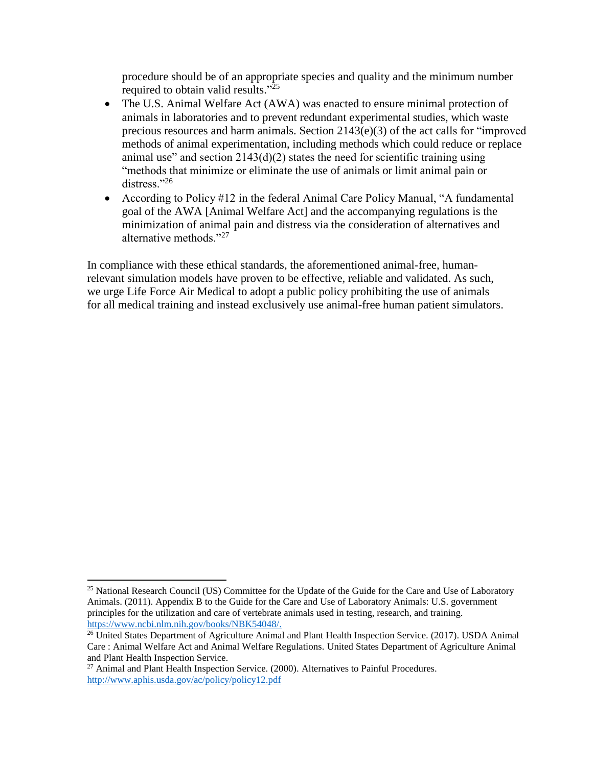procedure should be of an appropriate species and quality and the minimum number required to obtain valid results."[25]

- The U.S. Animal Welfare Act (AWA) was enacted to ensure minimal protection of animals in laboratories and to prevent redundant experimental studies, which waste precious resources and harm animals. Section 2143(e)(3) of the act calls for "improved methods of animal experimentation, including methods which could reduce or replace animal use" and section 2143(d)(2) states the need for scientific training using "methods that minimize or eliminate the use of animals or limit animal pain or distress."[26]
- According to Policy #12 in the federal Animal Care Policy Manual, "A fundamental goal of the AWA [Animal Welfare Act] and the accompanying regulations is the minimization of animal pain and distress via the consideration of alternatives and alternative methods."[27]

In compliance with these ethical standards, the aforementioned animal-free, human-relevant simulation models have proven to be effective, reliable and validated. As such, we urge Life Force Air Medical to adopt a public policy prohibiting the use of animals for all medical training and instead exclusively use animal-free human patient simulators.

---

[25] National Research Council (US) Committee for the Update of the Guide for the Care and Use of Laboratory Animals. (2011). Appendix B to the Guide for the Care and Use of Laboratory Animals: U.S. government principles for the utilization and care of vertebrate animals used in testing, research, and training. https://www.ncbi.nlm.nih.gov/books/NBK54048/.

[26] United States Department of Agriculture Animal and Plant Health Inspection Service. (2017). USDA Animal Care : Animal Welfare Act and Animal Welfare Regulations. United States Department of Agriculture Animal and Plant Health Inspection Service.

[27] Animal and Plant Health Inspection Service. (2000). Alternatives to Painful Procedures. http://www.aphis.usda.gov/ac/policy/policy12.pdf